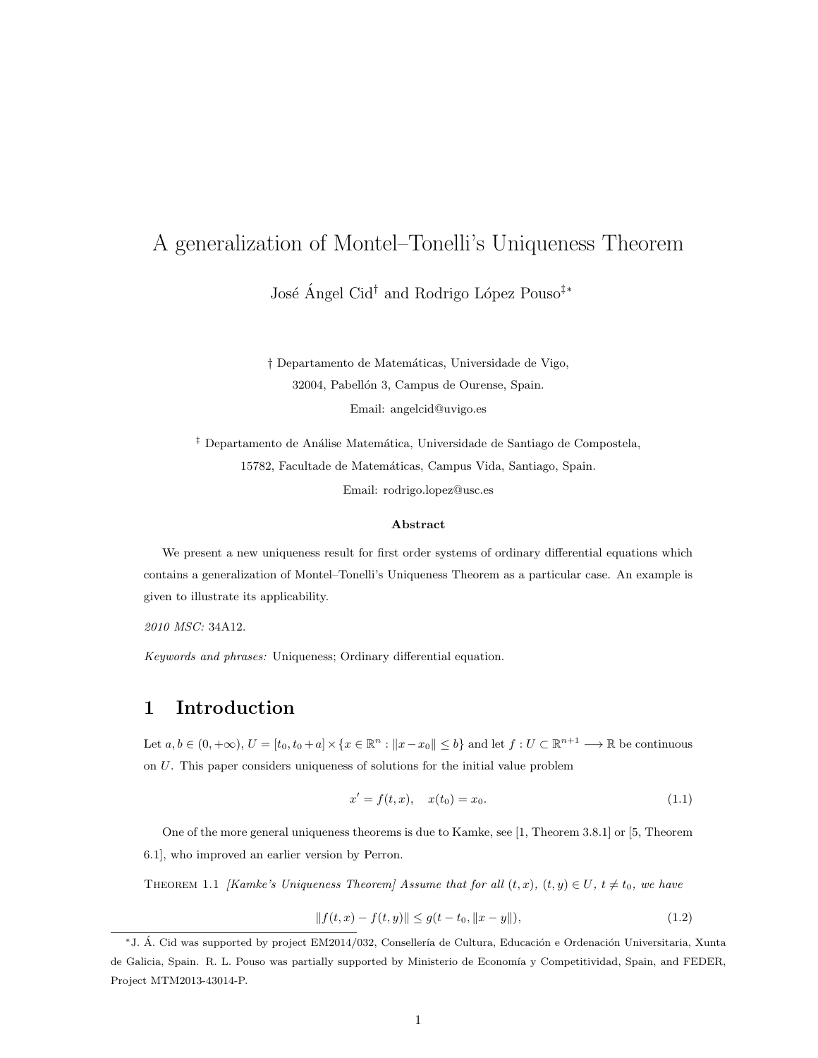# A generalization of Montel–Tonelli's Uniqueness Theorem

José Ángel Cid[†] and Rodrigo López Pouso[‡*]

[†] Departamento de Matemáticas, Universidade de Vigo,
32004, Pabellón 3, Campus de Ourense, Spain.
Email: angelcid@uvigo.es

[‡] Departamento de Análise Matemática, Universidade de Santiago de Compostela,
15782, Facultade de Matemáticas, Campus Vida, Santiago, Spain.
Email: rodrigo.lopez@usc.es

**Abstract**

We present a new uniqueness result for first order systems of ordinary differential equations which contains a generalization of Montel–Tonelli's Uniqueness Theorem as a particular case. An example is given to illustrate its applicability.

*2010 MSC:* 34A12.

*Keywords and phrases:* Uniqueness; Ordinary differential equation.

## 1 Introduction

Let $a, b \in (0, +\infty)$, $U = [t_0, t_0 + a] \times \{x \in \mathbb{R}^n : \|x - x_0\| \leq b\}$ and let $f : U \subset \mathbb{R}^{n+1} \longrightarrow \mathbb{R}$ be continuous on $U$. This paper considers uniqueness of solutions for the initial value problem

$$x' = f(t, x), \quad x(t_0) = x_0. \tag{1.1}$$

One of the more general uniqueness theorems is due to Kamke, see [1, Theorem 3.8.1] or [5, Theorem 6.1], who improved an earlier version by Perron.

Theorem 1.1 *[Kamke's Uniqueness Theorem] Assume that for all $(t, x)$, $(t, y) \in U$, $t \neq t_0$, we have*

$$\|f(t, x) - f(t, y)\| \leq g(t - t_0, \|x - y\|), \tag{1.2}$$

---

*J. Á. Cid was supported by project EM2014/032, Consellería de Cultura, Educación e Ordenación Universitaria, Xunta de Galicia, Spain. R. L. Pouso was partially supported by Ministerio de Economía y Competitividad, Spain, and FEDER, Project MTM2013-43014-P.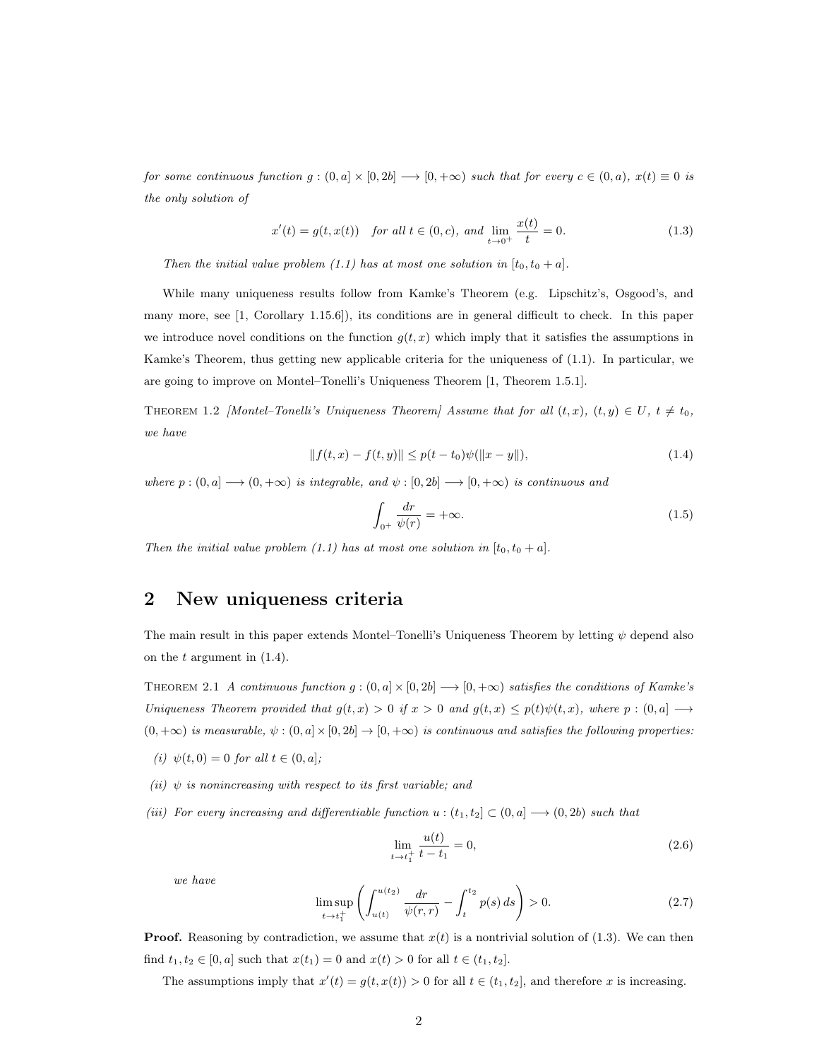*for some continuous function $g : (0, a] \times [0, 2b] \longrightarrow [0, +\infty)$ such that for every $c \in (0, a)$, $x(t) \equiv 0$ is the only solution of*

$$x'(t) = g(t, x(t)) \quad \text{for all } t \in (0, c), \text{ and } \lim_{t \to 0^+} \frac{x(t)}{t} = 0. \tag{1.3}$$

*Then the initial value problem (1.1) has at most one solution in $[t_0, t_0 + a]$.*

While many uniqueness results follow from Kamke's Theorem (e.g. Lipschitz's, Osgood's, and many more, see [1, Corollary 1.15.6]), its conditions are in general difficult to check. In this paper we introduce novel conditions on the function $g(t, x)$ which imply that it satisfies the assumptions in Kamke's Theorem, thus getting new applicable criteria for the uniqueness of (1.1). In particular, we are going to improve on Montel–Tonelli's Uniqueness Theorem [1, Theorem 1.5.1].

THEOREM 1.2 *[Montel–Tonelli's Uniqueness Theorem] Assume that for all $(t, x)$, $(t, y) \in U$, $t \neq t_0$, we have*

$$\|f(t, x) - f(t, y)\| \leq p(t - t_0)\psi(\|x - y\|), \tag{1.4}$$

*where $p : (0, a] \longrightarrow (0, +\infty)$ is integrable, and $\psi : [0, 2b] \longrightarrow [0, +\infty)$ is continuous and*

$$\int_{0^+} \frac{dr}{\psi(r)} = +\infty. \tag{1.5}$$

*Then the initial value problem (1.1) has at most one solution in $[t_0, t_0 + a]$.*

## 2 New uniqueness criteria

The main result in this paper extends Montel–Tonelli's Uniqueness Theorem by letting $\psi$ depend also on the $t$ argument in (1.4).

THEOREM 2.1 *A continuous function $g : (0, a] \times [0, 2b] \longrightarrow [0, +\infty)$ satisfies the conditions of Kamke's Uniqueness Theorem provided that $g(t, x) > 0$ if $x > 0$ and $g(t, x) \leq p(t)\psi(t, x)$, where $p : (0, a] \longrightarrow (0, +\infty)$ is measurable, $\psi : (0, a] \times [0, 2b] \to [0, +\infty)$ is continuous and satisfies the following properties:*

*(i) $\psi(t, 0) = 0$ for all $t \in (0, a]$;*

*(ii) $\psi$ is nonincreasing with respect to its first variable; and*

*(iii) For every increasing and differentiable function $u : (t_1, t_2] \subset (0, a] \longrightarrow (0, 2b)$ such that*

$$\lim_{t \to t_1^+} \frac{u(t)}{t - t_1} = 0, \tag{2.6}$$

*we have*

$$\limsup_{t \to t_1^+} \left( \int_{u(t)}^{u(t_2)} \frac{dr}{\psi(r, r)} - \int_t^{t_2} p(s)\, ds \right) > 0. \tag{2.7}$$

**Proof.** Reasoning by contradiction, we assume that $x(t)$ is a nontrivial solution of (1.3). We can then find $t_1, t_2 \in [0, a]$ such that $x(t_1) = 0$ and $x(t) > 0$ for all $t \in (t_1, t_2]$.

The assumptions imply that $x'(t) = g(t, x(t)) > 0$ for all $t \in (t_1, t_2]$, and therefore $x$ is increasing.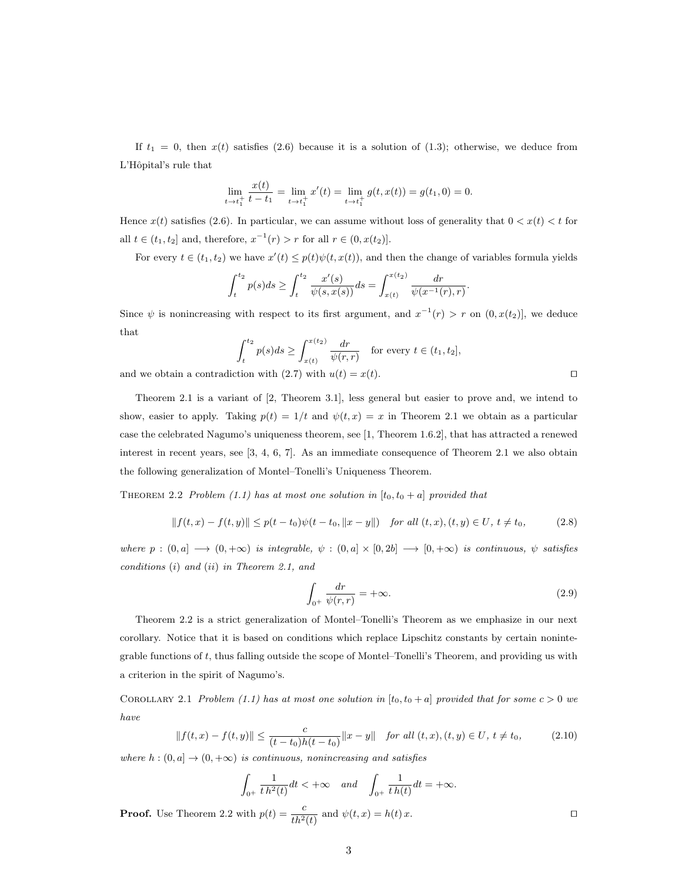If $t_1 = 0$, then $x(t)$ satisfies (2.6) because it is a solution of (1.3); otherwise, we deduce from L'Hôpital's rule that

$$\lim_{t \to t_1^+} \frac{x(t)}{t - t_1} = \lim_{t \to t_1^+} x'(t) = \lim_{t \to t_1^+} g(t, x(t)) = g(t_1, 0) = 0.$$

Hence $x(t)$ satisfies (2.6). In particular, we can assume without loss of generality that $0 < x(t) < t$ for all $t \in (t_1, t_2]$ and, therefore, $x^{-1}(r) > r$ for all $r \in (0, x(t_2)]$.

For every $t \in (t_1, t_2)$ we have $x'(t) \le p(t)\psi(t, x(t))$, and then the change of variables formula yields

$$\int_t^{t_2} p(s) ds \ge \int_t^{t_2} \frac{x'(s)}{\psi(s, x(s))} ds = \int_{x(t)}^{x(t_2)} \frac{dr}{\psi(x^{-1}(r), r)}.$$

Since $\psi$ is nonincreasing with respect to its first argument, and $x^{-1}(r) > r$ on $(0, x(t_2)]$, we deduce that

$$\int_t^{t_2} p(s) ds \ge \int_{x(t)}^{x(t_2)} \frac{dr}{\psi(r, r)} \quad \text{for every } t \in (t_1, t_2],$$

and we obtain a contradiction with (2.7) with $u(t) = x(t)$. □

Theorem 2.1 is a variant of [2, Theorem 3.1], less general but easier to prove and, we intend to show, easier to apply. Taking $p(t) = 1/t$ and $\psi(t, x) = x$ in Theorem 2.1 we obtain as a particular case the celebrated Nagumo's uniqueness theorem, see [1, Theorem 1.6.2], that has attracted a renewed interest in recent years, see [3, 4, 6, 7]. As an immediate consequence of Theorem 2.1 we also obtain the following generalization of Montel–Tonelli's Uniqueness Theorem.

Theorem 2.2 *Problem (1.1) has at most one solution in $[t_0, t_0 + a]$ provided that*

$$\|f(t, x) - f(t, y)\| \le p(t - t_0)\psi(t - t_0, \|x - y\|) \quad \text{for all } (t, x), (t, y) \in U,\ t \ne t_0, \tag{2.8}$$

*where $p : (0, a] \longrightarrow (0, +\infty)$ is integrable, $\psi : (0, a] \times [0, 2b] \longrightarrow [0, +\infty)$ is continuous, $\psi$ satisfies conditions $(i)$ and $(ii)$ in Theorem 2.1, and*

$$\int_{0^+} \frac{dr}{\psi(r, r)} = +\infty. \tag{2.9}$$

Theorem 2.2 is a strict generalization of Montel–Tonelli's Theorem as we emphasize in our next corollary. Notice that it is based on conditions which replace Lipschitz constants by certain nonintegrable functions of $t$, thus falling outside the scope of Montel–Tonelli's Theorem, and providing us with a criterion in the spirit of Nagumo's.

Corollary 2.1 *Problem (1.1) has at most one solution in $[t_0, t_0 + a]$ provided that for some $c > 0$ we have*

$$\|f(t, x) - f(t, y)\| \le \frac{c}{(t - t_0)h(t - t_0)} \|x - y\| \quad \text{for all } (t, x), (t, y) \in U,\ t \ne t_0, \tag{2.10}$$

*where $h : (0, a] \to (0, +\infty)$ is continuous, nonincreasing and satisfies*

$$\int_{0^+} \frac{1}{t\, h^2(t)} dt < +\infty \quad \text{and} \quad \int_{0^+} \frac{1}{t\, h(t)} dt = +\infty.$$

**Proof.** Use Theorem 2.2 with $p(t) = \dfrac{c}{t h^2(t)}$ and $\psi(t, x) = h(t)\, x$. □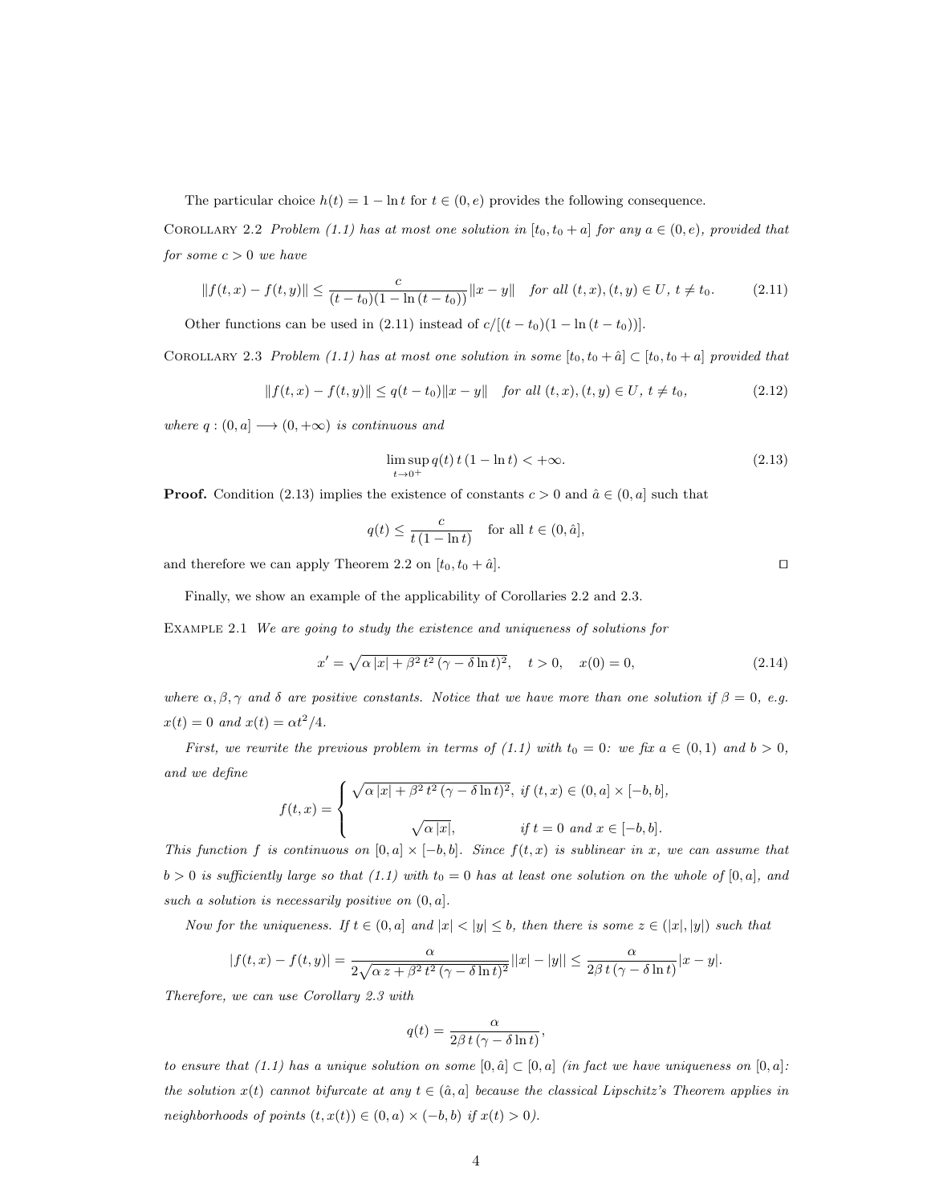The particular choice $h(t) = 1 - \ln t$ for $t \in (0, e)$ provides the following consequence.

COROLLARY 2.2 *Problem (1.1) has at most one solution in $[t_0, t_0 + a]$ for any $a \in (0, e)$, provided that for some $c > 0$ we have*

$$\|f(t,x) - f(t,y)\| \leq \frac{c}{(t-t_0)(1 - \ln(t - t_0))}\|x - y\| \quad \text{for all } (t,x),(t,y) \in U,\ t \neq t_0. \tag{2.11}$$

Other functions can be used in (2.11) instead of $c/[(t-t_0)(1-\ln(t-t_0))]$.

COROLLARY 2.3 *Problem (1.1) has at most one solution in some $[t_0, t_0 + \hat{a}] \subset [t_0, t_0 + a]$ provided that*

$$\|f(t,x) - f(t,y)\| \leq q(t - t_0)\|x - y\| \quad \text{for all } (t,x),(t,y) \in U,\ t \neq t_0, \tag{2.12}$$

*where $q : (0, a] \longrightarrow (0, +\infty)$ is continuous and*

$$\limsup_{t \to 0^+} q(t)\, t\,(1 - \ln t) < +\infty. \tag{2.13}$$

**Proof.** Condition (2.13) implies the existence of constants $c > 0$ and $\hat{a} \in (0, a]$ such that

$$q(t) \leq \frac{c}{t\,(1 - \ln t)} \quad \text{for all } t \in (0, \hat{a}],$$

and therefore we can apply Theorem 2.2 on $[t_0, t_0 + \hat{a}]$. □

Finally, we show an example of the applicability of Corollaries 2.2 and 2.3.

EXAMPLE 2.1 *We are going to study the existence and uniqueness of solutions for*

$$x' = \sqrt{\alpha\,|x| + \beta^2\, t^2\,(\gamma - \delta \ln t)^2}, \quad t > 0, \quad x(0) = 0, \tag{2.14}$$

*where $\alpha, \beta, \gamma$ and $\delta$ are positive constants. Notice that we have more than one solution if $\beta = 0$, e.g. $x(t) = 0$ and $x(t) = \alpha t^2/4$.*

*First, we rewrite the previous problem in terms of (1.1) with $t_0 = 0$: we fix $a \in (0, 1)$ and $b > 0$, and we define*

$$f(t,x) = \begin{cases} \sqrt{\alpha\,|x| + \beta^2\, t^2\,(\gamma - \delta \ln t)^2}, & \text{if } (t,x) \in (0,a] \times [-b,b], \\[2ex] \sqrt{\alpha\,|x|}, & \text{if } t = 0 \text{ and } x \in [-b,b]. \end{cases}$$

*This function $f$ is continuous on $[0,a] \times [-b,b]$. Since $f(t,x)$ is sublinear in $x$, we can assume that $b > 0$ is sufficiently large so that (1.1) with $t_0 = 0$ has at least one solution on the whole of $[0,a]$, and such a solution is necessarily positive on $(0,a]$.*

*Now for the uniqueness. If $t \in (0,a]$ and $|x| < |y| \leq b$, then there is some $z \in (|x|, |y|)$ such that*

$$|f(t,x) - f(t,y)| = \frac{\alpha}{2\sqrt{\alpha\, z + \beta^2\, t^2\,(\gamma - \delta \ln t)^2}}\big||x| - |y|\big| \leq \frac{\alpha}{2\beta\, t\,(\gamma - \delta \ln t)}|x - y|.$$

*Therefore, we can use Corollary 2.3 with*

$$q(t) = \frac{\alpha}{2\beta\, t\,(\gamma - \delta \ln t)},$$

*to ensure that (1.1) has a unique solution on some $[0, \hat{a}] \subset [0, a]$ (in fact we have uniqueness on $[0,a]$: the solution $x(t)$ cannot bifurcate at any $t \in (\hat{a}, a]$ because the classical Lipschitz's Theorem applies in neighborhoods of points $(t, x(t)) \in (0,a) \times (-b,b)$ if $x(t) > 0$).*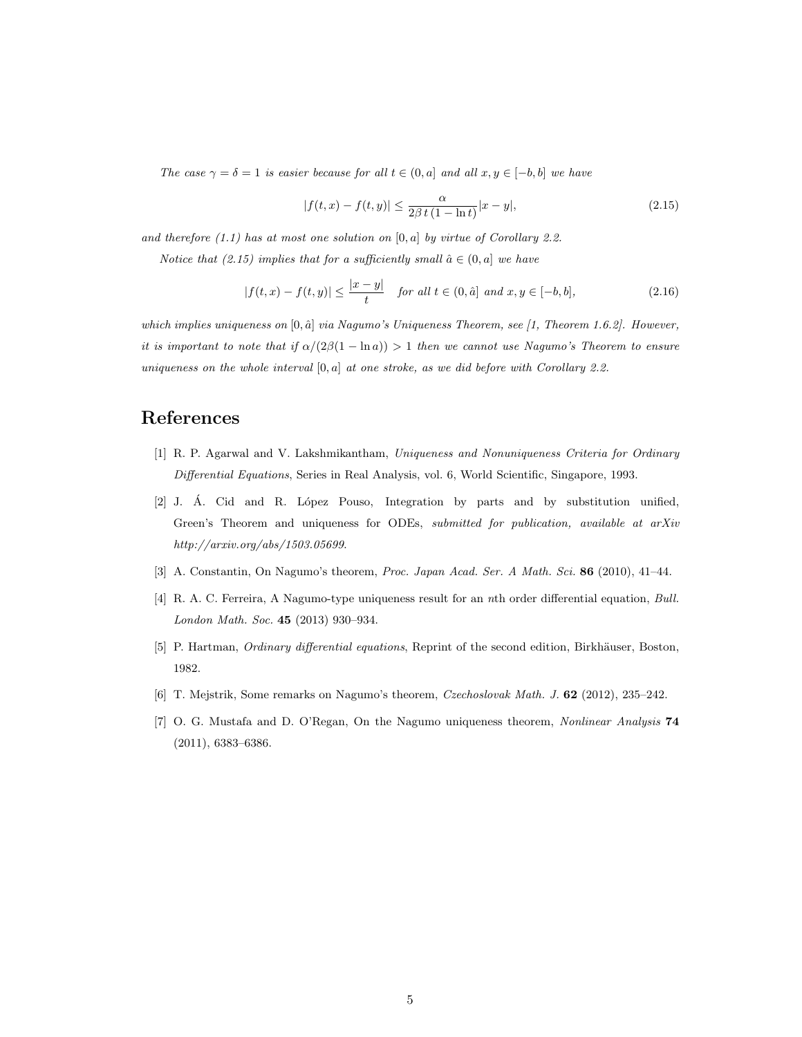*The case $\gamma = \delta = 1$ is easier because for all $t \in (0, a]$ and all $x, y \in [-b, b]$ we have*

$$|f(t,x) - f(t,y)| \le \frac{\alpha}{2\beta\, t\,(1 - \ln t)}|x - y|, \tag{2.15}$$

*and therefore (1.1) has at most one solution on $[0, a]$ by virtue of Corollary 2.2.*

*Notice that (2.15) implies that for a sufficiently small $\hat{a} \in (0, a]$ we have*

$$|f(t,x) - f(t,y)| \le \frac{|x - y|}{t} \quad \text{for all } t \in (0, \hat{a}] \text{ and } x, y \in [-b, b], \tag{2.16}$$

*which implies uniqueness on $[0, \hat{a}]$ via Nagumo's Uniqueness Theorem, see [1, Theorem 1.6.2]. However, it is important to note that if $\alpha/(2\beta(1 - \ln a)) > 1$ then we cannot use Nagumo's Theorem to ensure uniqueness on the whole interval $[0, a]$ at one stroke, as we did before with Corollary 2.2.*

## References

[1] R. P. Agarwal and V. Lakshmikantham, *Uniqueness and Nonuniqueness Criteria for Ordinary Differential Equations*, Series in Real Analysis, vol. 6, World Scientific, Singapore, 1993.

[2] J. Á. Cid and R. López Pouso, Integration by parts and by substitution unified, Green's Theorem and uniqueness for ODEs, *submitted for publication, available at arXiv http://arxiv.org/abs/1503.05699.*

[3] A. Constantin, On Nagumo's theorem, *Proc. Japan Acad. Ser. A Math. Sci.* **86** (2010), 41–44.

[4] R. A. C. Ferreira, A Nagumo-type uniqueness result for an $n$th order differential equation, *Bull. London Math. Soc.* **45** (2013) 930–934.

[5] P. Hartman, *Ordinary differential equations*, Reprint of the second edition, Birkhäuser, Boston, 1982.

[6] T. Mejstrik, Some remarks on Nagumo's theorem, *Czechoslovak Math. J.* **62** (2012), 235–242.

[7] O. G. Mustafa and D. O'Regan, On the Nagumo uniqueness theorem, *Nonlinear Analysis* **74** (2011), 6383–6386.